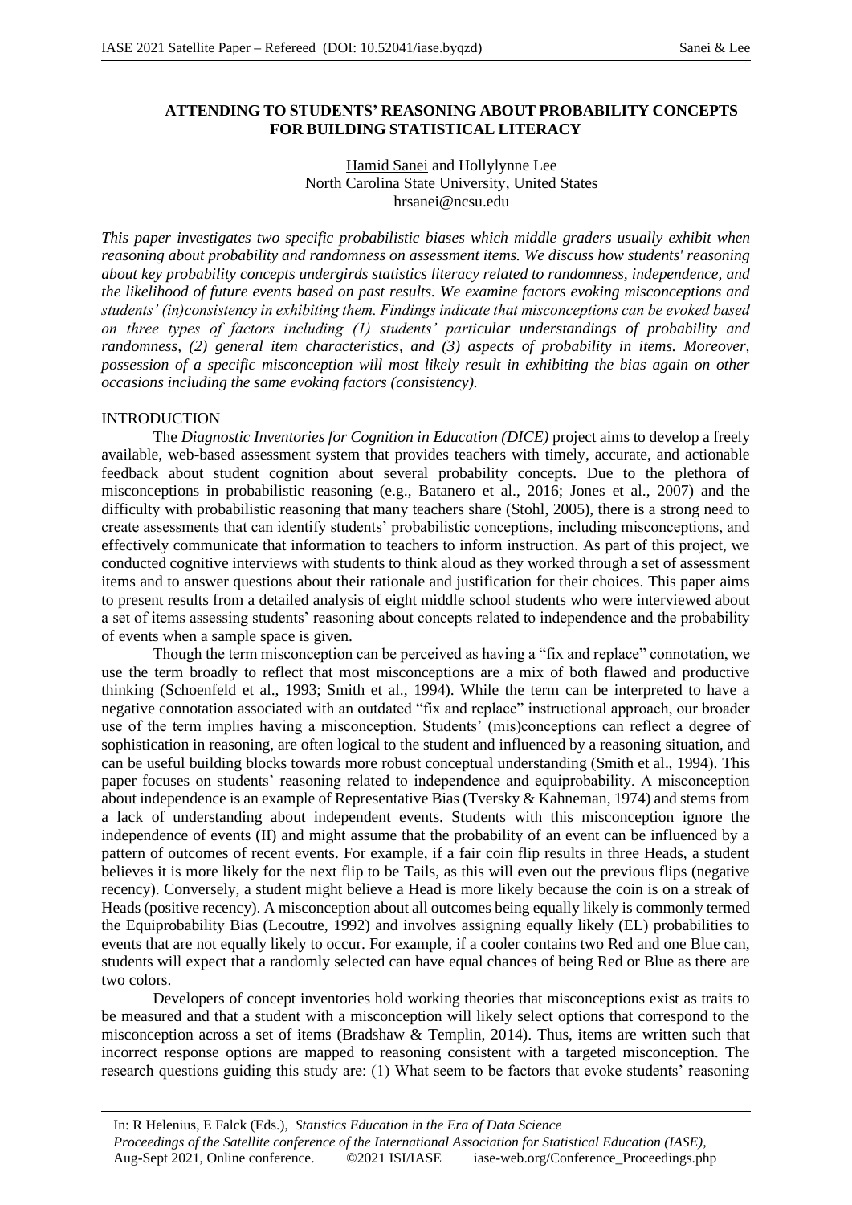# ATTENDING TO STUDENTS' REASONING ABOUT PROBABILITY CONCEPTS FOR BUILDING STATISTICAL LITERACY

Hamid Sanei and Hollylynne Lee
North Carolina State University, United States
hrsanei@ncsu.edu

*This paper investigates two specific probabilistic biases which middle graders usually exhibit when reasoning about probability and randomness on assessment items. We discuss how students' reasoning about key probability concepts undergirds statistics literacy related to randomness, independence, and the likelihood of future events based on past results. We examine factors evoking misconceptions and students' (in)consistency in exhibiting them. Findings indicate that misconceptions can be evoked based on three types of factors including (1) students' particular understandings of probability and randomness, (2) general item characteristics, and (3) aspects of probability in items. Moreover, possession of a specific misconception will most likely result in exhibiting the bias again on other occasions including the same evoking factors (consistency).*

## INTRODUCTION

The *Diagnostic Inventories for Cognition in Education (DICE)* project aims to develop a freely available, web-based assessment system that provides teachers with timely, accurate, and actionable feedback about student cognition about several probability concepts. Due to the plethora of misconceptions in probabilistic reasoning (e.g., Batanero et al., 2016; Jones et al., 2007) and the difficulty with probabilistic reasoning that many teachers share (Stohl, 2005), there is a strong need to create assessments that can identify students' probabilistic conceptions, including misconceptions, and effectively communicate that information to teachers to inform instruction. As part of this project, we conducted cognitive interviews with students to think aloud as they worked through a set of assessment items and to answer questions about their rationale and justification for their choices. This paper aims to present results from a detailed analysis of eight middle school students who were interviewed about a set of items assessing students' reasoning about concepts related to independence and the probability of events when a sample space is given.

Though the term misconception can be perceived as having a "fix and replace" connotation, we use the term broadly to reflect that most misconceptions are a mix of both flawed and productive thinking (Schoenfeld et al., 1993; Smith et al., 1994). While the term can be interpreted to have a negative connotation associated with an outdated "fix and replace" instructional approach, our broader use of the term implies having a misconception. Students' (mis)conceptions can reflect a degree of sophistication in reasoning, are often logical to the student and influenced by a reasoning situation, and can be useful building blocks towards more robust conceptual understanding (Smith et al., 1994). This paper focuses on students' reasoning related to independence and equiprobability. A misconception about independence is an example of Representative Bias (Tversky & Kahneman, 1974) and stems from a lack of understanding about independent events. Students with this misconception ignore the independence of events (II) and might assume that the probability of an event can be influenced by a pattern of outcomes of recent events. For example, if a fair coin flip results in three Heads, a student believes it is more likely for the next flip to be Tails, as this will even out the previous flips (negative recency). Conversely, a student might believe a Head is more likely because the coin is on a streak of Heads (positive recency). A misconception about all outcomes being equally likely is commonly termed the Equiprobability Bias (Lecoutre, 1992) and involves assigning equally likely (EL) probabilities to events that are not equally likely to occur. For example, if a cooler contains two Red and one Blue can, students will expect that a randomly selected can have equal chances of being Red or Blue as there are two colors.

Developers of concept inventories hold working theories that misconceptions exist as traits to be measured and that a student with a misconception will likely select options that correspond to the misconception across a set of items (Bradshaw & Templin, 2014). Thus, items are written such that incorrect response options are mapped to reasoning consistent with a targeted misconception. The research questions guiding this study are: (1) What seem to be factors that evoke students' reasoning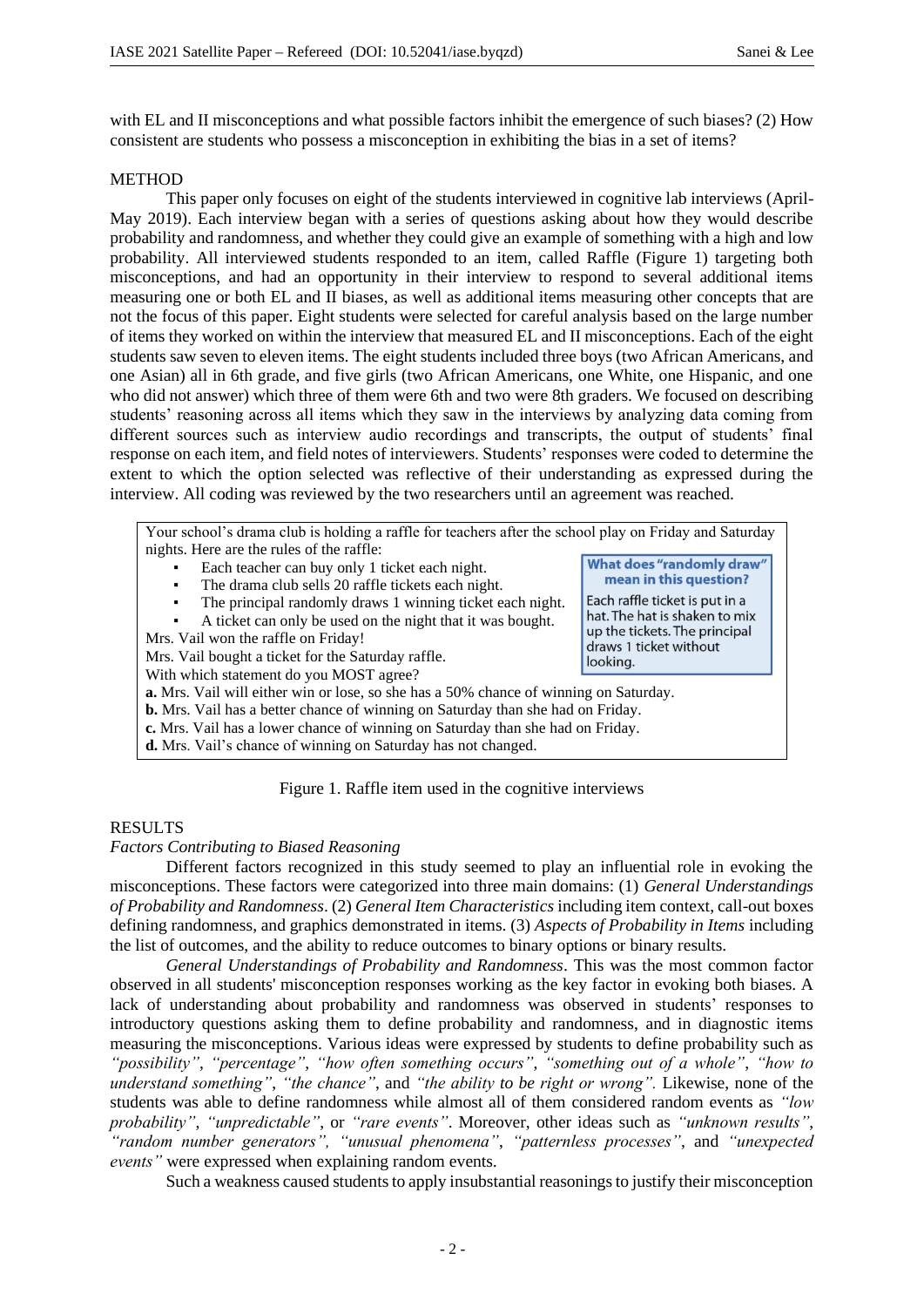with EL and II misconceptions and what possible factors inhibit the emergence of such biases? (2) How consistent are students who possess a misconception in exhibiting the bias in a set of items?

## METHOD

This paper only focuses on eight of the students interviewed in cognitive lab interviews (April-May 2019). Each interview began with a series of questions asking about how they would describe probability and randomness, and whether they could give an example of something with a high and low probability. All interviewed students responded to an item, called Raffle (Figure 1) targeting both misconceptions, and had an opportunity in their interview to respond to several additional items measuring one or both EL and II biases, as well as additional items measuring other concepts that are not the focus of this paper. Eight students were selected for careful analysis based on the large number of items they worked on within the interview that measured EL and II misconceptions. Each of the eight students saw seven to eleven items. The eight students included three boys (two African Americans, and one Asian) all in 6th grade, and five girls (two African Americans, one White, one Hispanic, and one who did not answer) which three of them were 6th and two were 8th graders. We focused on describing students' reasoning across all items which they saw in the interviews by analyzing data coming from different sources such as interview audio recordings and transcripts, the output of students' final response on each item, and field notes of interviewers. Students' responses were coded to determine the extent to which the option selected was reflective of their understanding as expressed during the interview. All coding was reviewed by the two researchers until an agreement was reached.

> Your school's drama club is holding a raffle for teachers after the school play on Friday and Saturday nights. Here are the rules of the raffle:
>
> - Each teacher can buy only 1 ticket each night.
> - The drama club sells 20 raffle tickets each night.
> - The principal randomly draws 1 winning ticket each night.
> - A ticket can only be used on the night that it was bought.
>
> Mrs. Vail won the raffle on Friday!
> Mrs. Vail bought a ticket for the Saturday raffle.
> With which statement do you MOST agree?
>
> **What does "randomly draw" mean in this question?**
> Each raffle ticket is put in a hat. The hat is shaken to mix up the tickets. The principal draws 1 ticket without looking.
>
> **a.** Mrs. Vail will either win or lose, so she has a 50% chance of winning on Saturday.
> **b.** Mrs. Vail has a better chance of winning on Saturday than she had on Friday.
> **c.** Mrs. Vail has a lower chance of winning on Saturday than she had on Friday.
> **d.** Mrs. Vail's chance of winning on Saturday has not changed.

Figure 1. Raffle item used in the cognitive interviews

## RESULTS

### *Factors Contributing to Biased Reasoning*

Different factors recognized in this study seemed to play an influential role in evoking the misconceptions. These factors were categorized into three main domains: (1) *General Understandings of Probability and Randomness*. (2) *General Item Characteristics* including item context, call-out boxes defining randomness, and graphics demonstrated in items. (3) *Aspects of Probability in Items* including the list of outcomes, and the ability to reduce outcomes to binary options or binary results.

*General Understandings of Probability and Randomness*. This was the most common factor observed in all students' misconception responses working as the key factor in evoking both biases. A lack of understanding about probability and randomness was observed in students' responses to introductory questions asking them to define probability and randomness, and in diagnostic items measuring the misconceptions. Various ideas were expressed by students to define probability such as *"possibility"*, *"percentage"*, *"how often something occurs"*, *"something out of a whole"*, *"how to understand something"*, *"the chance"*, and *"the ability to be right or wrong"*. Likewise, none of the students was able to define randomness while almost all of them considered random events as *"low probability"*, *"unpredictable"*, or *"rare events"*. Moreover, other ideas such as *"unknown results"*, *"random number generators"*, *"unusual phenomena"*, *"patternless processes"*, and *"unexpected events"* were expressed when explaining random events.

Such a weakness caused students to apply insubstantial reasonings to justify their misconception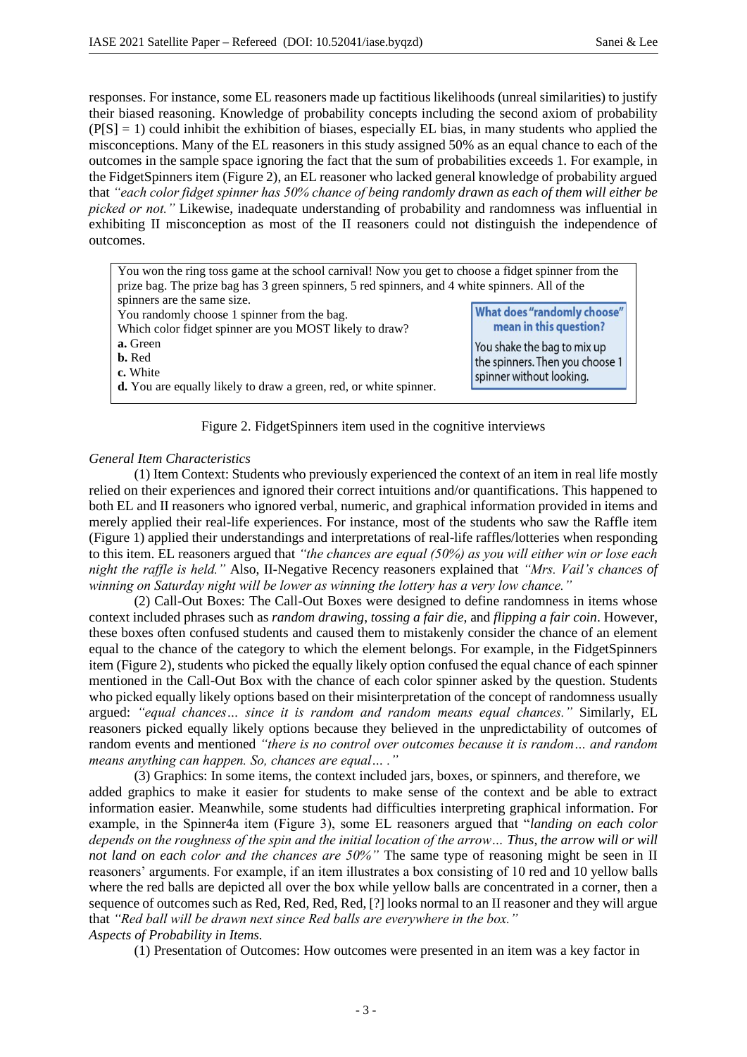responses. For instance, some EL reasoners made up factitious likelihoods (unreal similarities) to justify their biased reasoning. Knowledge of probability concepts including the second axiom of probability ($P[S] = 1$) could inhibit the exhibition of biases, especially EL bias, in many students who applied the misconceptions. Many of the EL reasoners in this study assigned 50% as an equal chance to each of the outcomes in the sample space ignoring the fact that the sum of probabilities exceeds 1. For example, in the FidgetSpinners item (Figure 2), an EL reasoner who lacked general knowledge of probability argued that *"each color fidget spinner has 50% chance of being randomly drawn as each of them will either be picked or not."* Likewise, inadequate understanding of probability and randomness was influential in exhibiting II misconception as most of the II reasoners could not distinguish the independence of outcomes.

> You won the ring toss game at the school carnival! Now you get to choose a fidget spinner from the prize bag. The prize bag has 3 green spinners, 5 red spinners, and 4 white spinners. All of the spinners are the same size.
> You randomly choose 1 spinner from the bag.
> Which color fidget spinner are you MOST likely to draw?
> **a.** Green
> **b.** Red
> **c.** White
> **d.** You are equally likely to draw a green, red, or white spinner.
>
> **What does "randomly choose" mean in this question?**
> You shake the bag to mix up the spinners. Then you choose 1 spinner without looking.

Figure 2. FidgetSpinners item used in the cognitive interviews

*General Item Characteristics*

(1) Item Context: Students who previously experienced the context of an item in real life mostly relied on their experiences and ignored their correct intuitions and/or quantifications. This happened to both EL and II reasoners who ignored verbal, numeric, and graphical information provided in items and merely applied their real-life experiences. For instance, most of the students who saw the Raffle item (Figure 1) applied their understandings and interpretations of real-life raffles/lotteries when responding to this item. EL reasoners argued that *"the chances are equal (50%) as you will either win or lose each night the raffle is held."* Also, II-Negative Recency reasoners explained that *"Mrs. Vail's chances of winning on Saturday night will be lower as winning the lottery has a very low chance."*

(2) Call-Out Boxes: The Call-Out Boxes were designed to define randomness in items whose context included phrases such as *random drawing*, *tossing a fair die*, and *flipping a fair coin*. However, these boxes often confused students and caused them to mistakenly consider the chance of an element equal to the chance of the category to which the element belongs. For example, in the FidgetSpinners item (Figure 2), students who picked the equally likely option confused the equal chance of each spinner mentioned in the Call-Out Box with the chance of each color spinner asked by the question. Students who picked equally likely options based on their misinterpretation of the concept of randomness usually argued: *"equal chances… since it is random and random means equal chances."* Similarly, EL reasoners picked equally likely options because they believed in the unpredictability of outcomes of random events and mentioned *"there is no control over outcomes because it is random… and random means anything can happen. So, chances are equal… ."*

(3) Graphics: In some items, the context included jars, boxes, or spinners, and therefore, we added graphics to make it easier for students to make sense of the context and be able to extract information easier. Meanwhile, some students had difficulties interpreting graphical information. For example, in the Spinner4a item (Figure 3), some EL reasoners argued that "*landing on each color depends on the roughness of the spin and the initial location of the arrow… Thus, the arrow will or will not land on each color and the chances are 50%"* The same type of reasoning might be seen in II reasoners' arguments. For example, if an item illustrates a box consisting of 10 red and 10 yellow balls where the red balls are depicted all over the box while yellow balls are concentrated in a corner, then a sequence of outcomes such as Red, Red, Red, Red, [?] looks normal to an II reasoner and they will argue that *"Red ball will be drawn next since Red balls are everywhere in the box."*

*Aspects of Probability in Items.*

(1) Presentation of Outcomes: How outcomes were presented in an item was a key factor in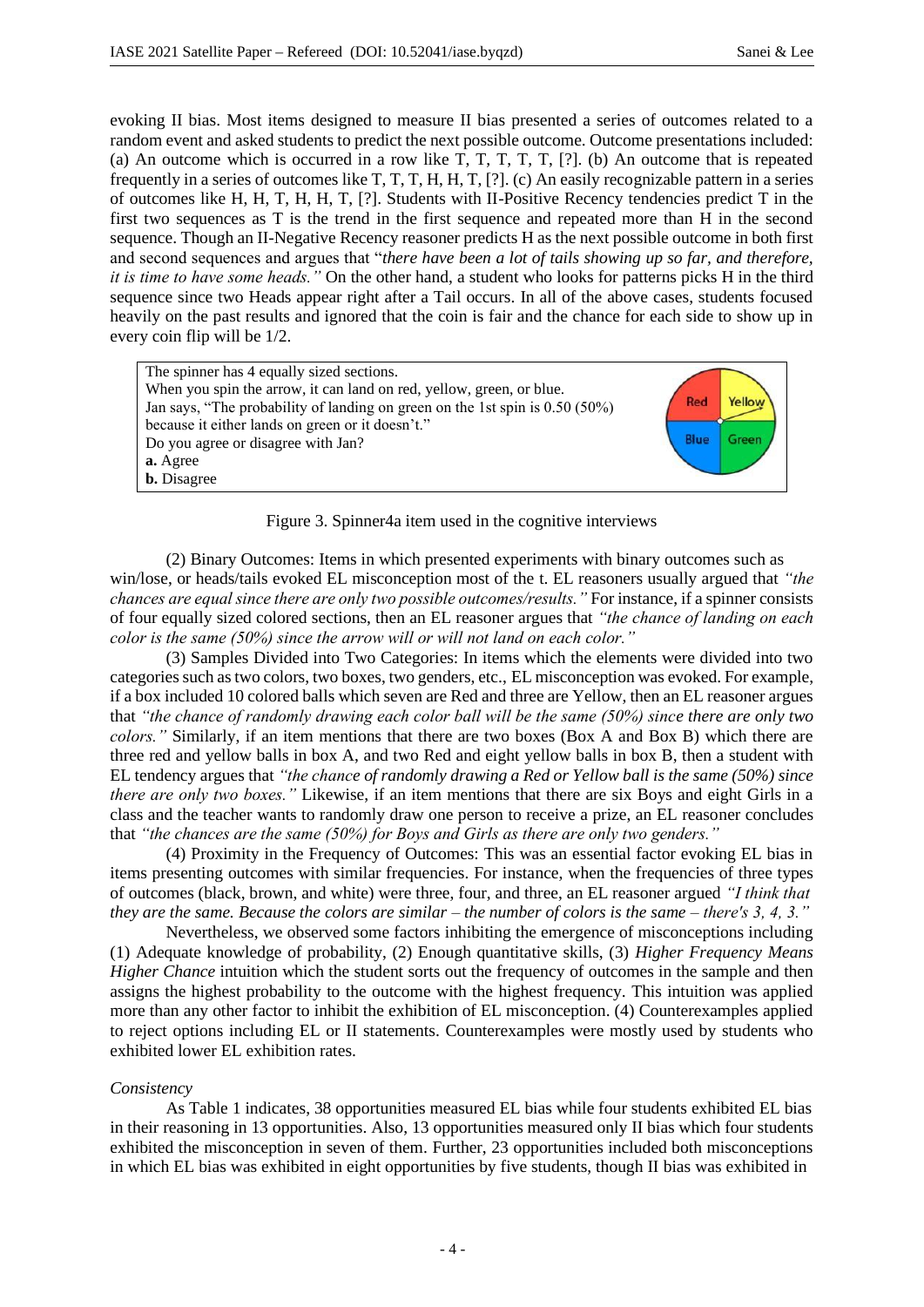evoking II bias. Most items designed to measure II bias presented a series of outcomes related to a random event and asked students to predict the next possible outcome. Outcome presentations included: (a) An outcome which is occurred in a row like T, T, T, T, T, [?]. (b) An outcome that is repeated frequently in a series of outcomes like T, T, T, H, H, T, [?]. (c) An easily recognizable pattern in a series of outcomes like H, H, T, H, H, T, [?]. Students with II-Positive Recency tendencies predict T in the first two sequences as T is the trend in the first sequence and repeated more than H in the second sequence. Though an II-Negative Recency reasoner predicts H as the next possible outcome in both first and second sequences and argues that "*there have been a lot of tails showing up so far, and therefore, it is time to have some heads.*" On the other hand, a student who looks for patterns picks H in the third sequence since two Heads appear right after a Tail occurs. In all of the above cases, students focused heavily on the past results and ignored that the coin is fair and the chance for each side to show up in every coin flip will be 1/2.

The spinner has 4 equally sized sections.
When you spin the arrow, it can land on red, yellow, green, or blue.
Jan says, "The probability of landing on green on the 1st spin is 0.50 (50%) because it either lands on green or it doesn't."
Do you agree or disagree with Jan?
**a.** Agree
**b.** Disagree

Figure 3. Spinner4a item used in the cognitive interviews

(2) Binary Outcomes: Items in which presented experiments with binary outcomes such as win/lose, or heads/tails evoked EL misconception most of the t. EL reasoners usually argued that *"the chances are equal since there are only two possible outcomes/results."* For instance, if a spinner consists of four equally sized colored sections, then an EL reasoner argues that *"the chance of landing on each color is the same (50%) since the arrow will or will not land on each color."*

(3) Samples Divided into Two Categories: In items which the elements were divided into two categories such as two colors, two boxes, two genders, etc., EL misconception was evoked. For example, if a box included 10 colored balls which seven are Red and three are Yellow, then an EL reasoner argues that *"the chance of randomly drawing each color ball will be the same (50%) since there are only two colors."* Similarly, if an item mentions that there are two boxes (Box A and Box B) which there are three red and yellow balls in box A, and two Red and eight yellow balls in box B, then a student with EL tendency argues that *"the chance of randomly drawing a Red or Yellow ball is the same (50%) since there are only two boxes."* Likewise, if an item mentions that there are six Boys and eight Girls in a class and the teacher wants to randomly draw one person to receive a prize, an EL reasoner concludes that *"the chances are the same (50%) for Boys and Girls as there are only two genders."*

(4) Proximity in the Frequency of Outcomes: This was an essential factor evoking EL bias in items presenting outcomes with similar frequencies. For instance, when the frequencies of three types of outcomes (black, brown, and white) were three, four, and three, an EL reasoner argued *"I think that they are the same. Because the colors are similar – the number of colors is the same – there's 3, 4, 3."*

Nevertheless, we observed some factors inhibiting the emergence of misconceptions including (1) Adequate knowledge of probability, (2) Enough quantitative skills, (3) *Higher Frequency Means Higher Chance* intuition which the student sorts out the frequency of outcomes in the sample and then assigns the highest probability to the outcome with the highest frequency. This intuition was applied more than any other factor to inhibit the exhibition of EL misconception. (4) Counterexamples applied to reject options including EL or II statements. Counterexamples were mostly used by students who exhibited lower EL exhibition rates.

*Consistency*

As Table 1 indicates, 38 opportunities measured EL bias while four students exhibited EL bias in their reasoning in 13 opportunities. Also, 13 opportunities measured only II bias which four students exhibited the misconception in seven of them. Further, 23 opportunities included both misconceptions in which EL bias was exhibited in eight opportunities by five students, though II bias was exhibited in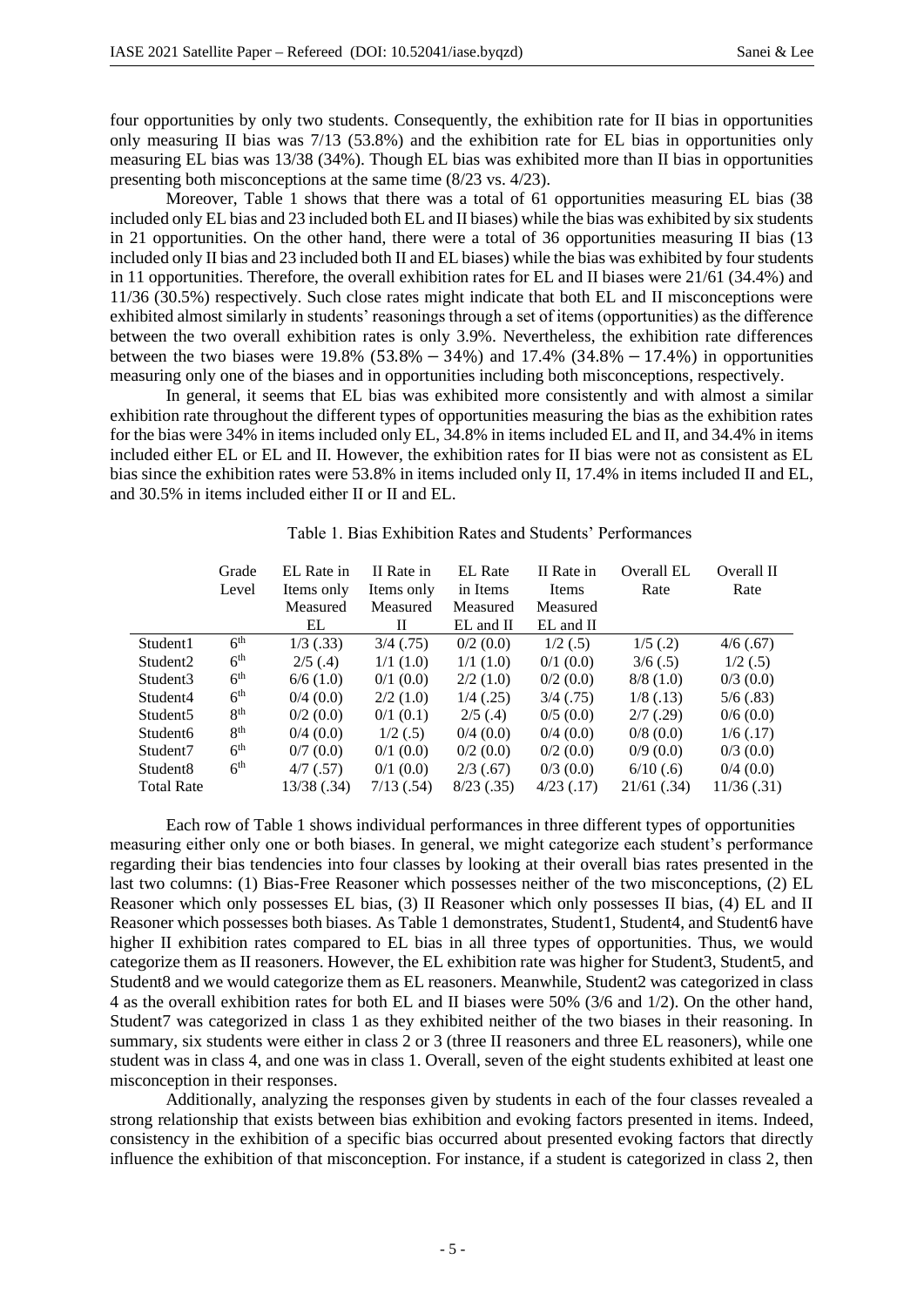four opportunities by only two students. Consequently, the exhibition rate for II bias in opportunities only measuring II bias was 7/13 (53.8%) and the exhibition rate for EL bias in opportunities only measuring EL bias was 13/38 (34%). Though EL bias was exhibited more than II bias in opportunities presenting both misconceptions at the same time (8/23 vs. 4/23).

Moreover, Table 1 shows that there was a total of 61 opportunities measuring EL bias (38 included only EL bias and 23 included both EL and II biases) while the bias was exhibited by six students in 21 opportunities. On the other hand, there were a total of 36 opportunities measuring II bias (13 included only II bias and 23 included both II and EL biases) while the bias was exhibited by four students in 11 opportunities. Therefore, the overall exhibition rates for EL and II biases were 21/61 (34.4%) and 11/36 (30.5%) respectively. Such close rates might indicate that both EL and II misconceptions were exhibited almost similarly in students' reasonings through a set of items (opportunities) as the difference between the two overall exhibition rates is only 3.9%. Nevertheless, the exhibition rate differences between the two biases were 19.8% ($53.8\% - 34\%$) and 17.4% ($34.8\% - 17.4\%$) in opportunities measuring only one of the biases and in opportunities including both misconceptions, respectively.

In general, it seems that EL bias was exhibited more consistently and with almost a similar exhibition rate throughout the different types of opportunities measuring the bias as the exhibition rates for the bias were 34% in items included only EL, 34.8% in items included EL and II, and 34.4% in items included either EL or EL and II. However, the exhibition rates for II bias were not as consistent as EL bias since the exhibition rates were 53.8% in items included only II, 17.4% in items included II and EL, and 30.5% in items included either II or II and EL.

Table 1. Bias Exhibition Rates and Students' Performances

| | Grade Level | EL Rate in Items only Measured EL | II Rate in Items only Measured II | EL Rate in Items Measured EL and II | II Rate in Items Measured EL and II | Overall EL Rate | Overall II Rate |
|---|---|---|---|---|---|---|---|
| Student1 | 6th | 1/3 (.33) | 3/4 (.75) | 0/2 (0.0) | 1/2 (.5) | 1/5 (.2) | 4/6 (.67) |
| Student2 | 6th | 2/5 (.4) | 1/1 (1.0) | 1/1 (1.0) | 0/1 (0.0) | 3/6 (.5) | 1/2 (.5) |
| Student3 | 6th | 6/6 (1.0) | 0/1 (0.0) | 2/2 (1.0) | 0/2 (0.0) | 8/8 (1.0) | 0/3 (0.0) |
| Student4 | 6th | 0/4 (0.0) | 2/2 (1.0) | 1/4 (.25) | 3/4 (.75) | 1/8 (.13) | 5/6 (.83) |
| Student5 | 8th | 0/2 (0.0) | 0/1 (0.1) | 2/5 (.4) | 0/5 (0.0) | 2/7 (.29) | 0/6 (0.0) |
| Student6 | 8th | 0/4 (0.0) | 1/2 (.5) | 0/4 (0.0) | 0/4 (0.0) | 0/8 (0.0) | 1/6 (.17) |
| Student7 | 6th | 0/7 (0.0) | 0/1 (0.0) | 0/2 (0.0) | 0/2 (0.0) | 0/9 (0.0) | 0/3 (0.0) |
| Student8 | 6th | 4/7 (.57) | 0/1 (0.0) | 2/3 (.67) | 0/3 (0.0) | 6/10 (.6) | 0/4 (0.0) |
| Total Rate | | 13/38 (.34) | 7/13 (.54) | 8/23 (.35) | 4/23 (.17) | 21/61 (.34) | 11/36 (.31) |

Each row of Table 1 shows individual performances in three different types of opportunities measuring either only one or both biases. In general, we might categorize each student's performance regarding their bias tendencies into four classes by looking at their overall bias rates presented in the last two columns: (1) Bias-Free Reasoner which possesses neither of the two misconceptions, (2) EL Reasoner which only possesses EL bias, (3) II Reasoner which only possesses II bias, (4) EL and II Reasoner which possesses both biases. As Table 1 demonstrates, Student1, Student4, and Student6 have higher II exhibition rates compared to EL bias in all three types of opportunities. Thus, we would categorize them as II reasoners. However, the EL exhibition rate was higher for Student3, Student5, and Student8 and we would categorize them as EL reasoners. Meanwhile, Student2 was categorized in class 4 as the overall exhibition rates for both EL and II biases were 50% (3/6 and 1/2). On the other hand, Student7 was categorized in class 1 as they exhibited neither of the two biases in their reasoning. In summary, six students were either in class 2 or 3 (three II reasoners and three EL reasoners), while one student was in class 4, and one was in class 1. Overall, seven of the eight students exhibited at least one misconception in their responses.

Additionally, analyzing the responses given by students in each of the four classes revealed a strong relationship that exists between bias exhibition and evoking factors presented in items. Indeed, consistency in the exhibition of a specific bias occurred about presented evoking factors that directly influence the exhibition of that misconception. For instance, if a student is categorized in class 2, then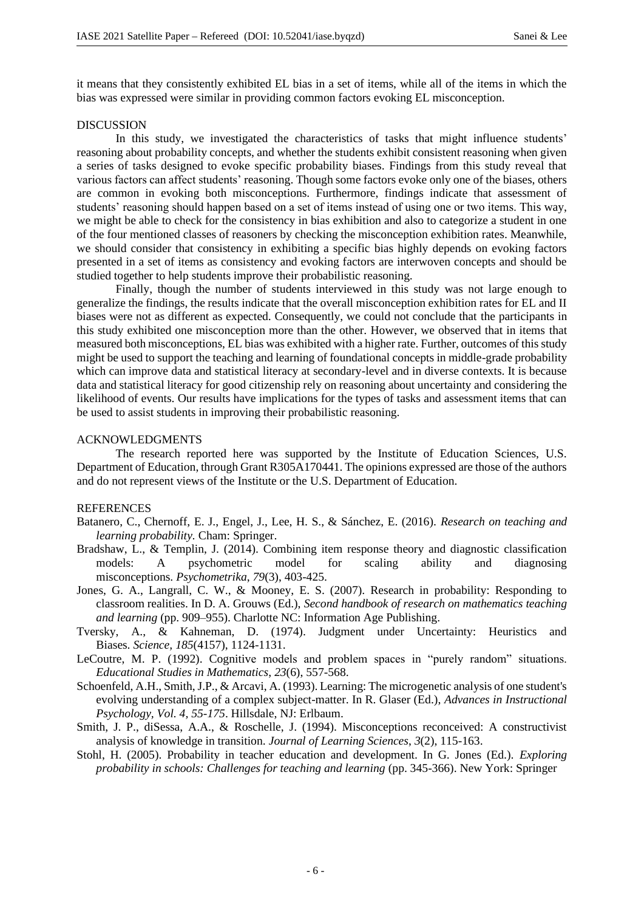it means that they consistently exhibited EL bias in a set of items, while all of the items in which the bias was expressed were similar in providing common factors evoking EL misconception.

## DISCUSSION

In this study, we investigated the characteristics of tasks that might influence students' reasoning about probability concepts, and whether the students exhibit consistent reasoning when given a series of tasks designed to evoke specific probability biases. Findings from this study reveal that various factors can affect students' reasoning. Though some factors evoke only one of the biases, others are common in evoking both misconceptions. Furthermore, findings indicate that assessment of students' reasoning should happen based on a set of items instead of using one or two items. This way, we might be able to check for the consistency in bias exhibition and also to categorize a student in one of the four mentioned classes of reasoners by checking the misconception exhibition rates. Meanwhile, we should consider that consistency in exhibiting a specific bias highly depends on evoking factors presented in a set of items as consistency and evoking factors are interwoven concepts and should be studied together to help students improve their probabilistic reasoning.

Finally, though the number of students interviewed in this study was not large enough to generalize the findings, the results indicate that the overall misconception exhibition rates for EL and II biases were not as different as expected. Consequently, we could not conclude that the participants in this study exhibited one misconception more than the other. However, we observed that in items that measured both misconceptions, EL bias was exhibited with a higher rate. Further, outcomes of this study might be used to support the teaching and learning of foundational concepts in middle-grade probability which can improve data and statistical literacy at secondary-level and in diverse contexts. It is because data and statistical literacy for good citizenship rely on reasoning about uncertainty and considering the likelihood of events. Our results have implications for the types of tasks and assessment items that can be used to assist students in improving their probabilistic reasoning.

## ACKNOWLEDGMENTS

The research reported here was supported by the Institute of Education Sciences, U.S. Department of Education, through Grant R305A170441. The opinions expressed are those of the authors and do not represent views of the Institute or the U.S. Department of Education.

## REFERENCES

Batanero, C., Chernoff, E. J., Engel, J., Lee, H. S., & Sánchez, E. (2016). *Research on teaching and learning probability.* Cham: Springer.

Bradshaw, L., & Templin, J. (2014). Combining item response theory and diagnostic classification models: A psychometric model for scaling ability and diagnosing misconceptions. *Psychometrika*, *79*(3), 403-425.

Jones, G. A., Langrall, C. W., & Mooney, E. S. (2007). Research in probability: Responding to classroom realities. In D. A. Grouws (Ed.), *Second handbook of research on mathematics teaching and learning* (pp. 909–955). Charlotte NC: Information Age Publishing.

Tversky, A., & Kahneman, D. (1974). Judgment under Uncertainty: Heuristics and Biases. *Science, 185*(4157), 1124-1131.

LeCoutre, M. P. (1992). Cognitive models and problem spaces in "purely random" situations. *Educational Studies in Mathematics*, *23*(6), 557-568.

Schoenfeld, A.H., Smith, J.P., & Arcavi, A. (1993). Learning: The microgenetic analysis of one student's evolving understanding of a complex subject-matter. In R. Glaser (Ed.), *Advances in Instructional Psychology, Vol. 4, 55-175*. Hillsdale, NJ: Erlbaum.

Smith, J. P., diSessa, A.A., & Roschelle, J. (1994). Misconceptions reconceived: A constructivist analysis of knowledge in transition. *Journal of Learning Sciences*, *3*(2), 115-163.

Stohl, H. (2005). Probability in teacher education and development. In G. Jones (Ed.). *Exploring probability in schools: Challenges for teaching and learning* (pp. 345-366). New York: Springer